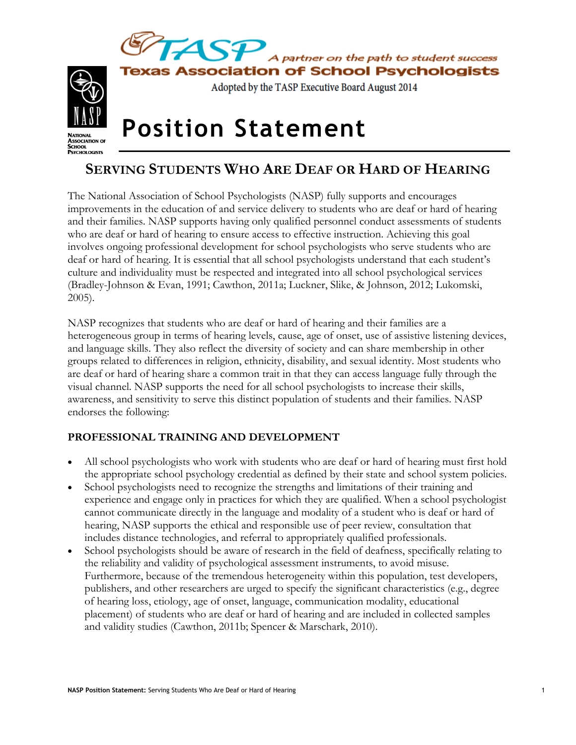TASP — A partner on the path to student success

Texas Association of School Psychologists

Adopted by the TASP Executive Board August 2014

NATIONAL ASSOCIATION OF SCHOOL PSYCHOLOGISTS

# Position Statement

## SERVING STUDENTS WHO ARE DEAF OR HARD OF HEARING

The National Association of School Psychologists (NASP) fully supports and encourages improvements in the education of and service delivery to students who are deaf or hard of hearing and their families. NASP supports having only qualified personnel conduct assessments of students who are deaf or hard of hearing to ensure access to effective instruction. Achieving this goal involves ongoing professional development for school psychologists who serve students who are deaf or hard of hearing. It is essential that all school psychologists understand that each student's culture and individuality must be respected and integrated into all school psychological services (Bradley-Johnson & Evan, 1991; Cawthon, 2011a; Luckner, Slike, & Johnson, 2012; Lukomski, 2005).

NASP recognizes that students who are deaf or hard of hearing and their families are a heterogeneous group in terms of hearing levels, cause, age of onset, use of assistive listening devices, and language skills. They also reflect the diversity of society and can share membership in other groups related to differences in religion, ethnicity, disability, and sexual identity. Most students who are deaf or hard of hearing share a common trait in that they can access language fully through the visual channel. NASP supports the need for all school psychologists to increase their skills, awareness, and sensitivity to serve this distinct population of students and their families. NASP endorses the following:

### PROFESSIONAL TRAINING AND DEVELOPMENT

- All school psychologists who work with students who are deaf or hard of hearing must first hold the appropriate school psychology credential as defined by their state and school system policies.
- School psychologists need to recognize the strengths and limitations of their training and experience and engage only in practices for which they are qualified. When a school psychologist cannot communicate directly in the language and modality of a student who is deaf or hard of hearing, NASP supports the ethical and responsible use of peer review, consultation that includes distance technologies, and referral to appropriately qualified professionals.
- School psychologists should be aware of research in the field of deafness, specifically relating to the reliability and validity of psychological assessment instruments, to avoid misuse. Furthermore, because of the tremendous heterogeneity within this population, test developers, publishers, and other researchers are urged to specify the significant characteristics (e.g., degree of hearing loss, etiology, age of onset, language, communication modality, educational placement) of students who are deaf or hard of hearing and are included in collected samples and validity studies (Cawthon, 2011b; Spencer & Marschark, 2010).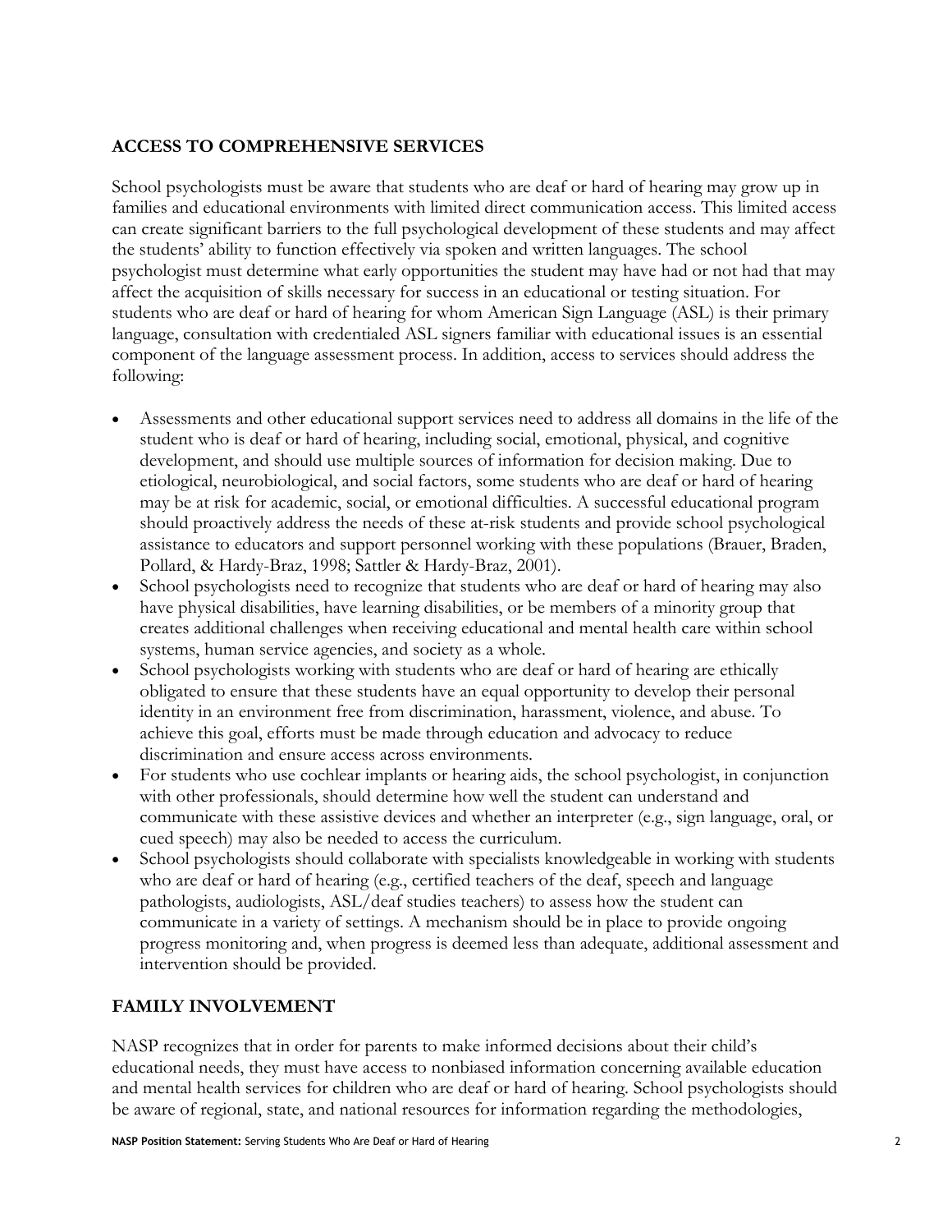## ACCESS TO COMPREHENSIVE SERVICES

School psychologists must be aware that students who are deaf or hard of hearing may grow up in families and educational environments with limited direct communication access. This limited access can create significant barriers to the full psychological development of these students and may affect the students' ability to function effectively via spoken and written languages. The school psychologist must determine what early opportunities the student may have had or not had that may affect the acquisition of skills necessary for success in an educational or testing situation. For students who are deaf or hard of hearing for whom American Sign Language (ASL) is their primary language, consultation with credentialed ASL signers familiar with educational issues is an essential component of the language assessment process. In addition, access to services should address the following:

- Assessments and other educational support services need to address all domains in the life of the student who is deaf or hard of hearing, including social, emotional, physical, and cognitive development, and should use multiple sources of information for decision making. Due to etiological, neurobiological, and social factors, some students who are deaf or hard of hearing may be at risk for academic, social, or emotional difficulties. A successful educational program should proactively address the needs of these at-risk students and provide school psychological assistance to educators and support personnel working with these populations (Brauer, Braden, Pollard, & Hardy-Braz, 1998; Sattler & Hardy-Braz, 2001).
- School psychologists need to recognize that students who are deaf or hard of hearing may also have physical disabilities, have learning disabilities, or be members of a minority group that creates additional challenges when receiving educational and mental health care within school systems, human service agencies, and society as a whole.
- School psychologists working with students who are deaf or hard of hearing are ethically obligated to ensure that these students have an equal opportunity to develop their personal identity in an environment free from discrimination, harassment, violence, and abuse. To achieve this goal, efforts must be made through education and advocacy to reduce discrimination and ensure access across environments.
- For students who use cochlear implants or hearing aids, the school psychologist, in conjunction with other professionals, should determine how well the student can understand and communicate with these assistive devices and whether an interpreter (e.g., sign language, oral, or cued speech) may also be needed to access the curriculum.
- School psychologists should collaborate with specialists knowledgeable in working with students who are deaf or hard of hearing (e.g., certified teachers of the deaf, speech and language pathologists, audiologists, ASL/deaf studies teachers) to assess how the student can communicate in a variety of settings. A mechanism should be in place to provide ongoing progress monitoring and, when progress is deemed less than adequate, additional assessment and intervention should be provided.

## FAMILY INVOLVEMENT

NASP recognizes that in order for parents to make informed decisions about their child's educational needs, they must have access to nonbiased information concerning available education and mental health services for children who are deaf or hard of hearing. School psychologists should be aware of regional, state, and national resources for information regarding the methodologies,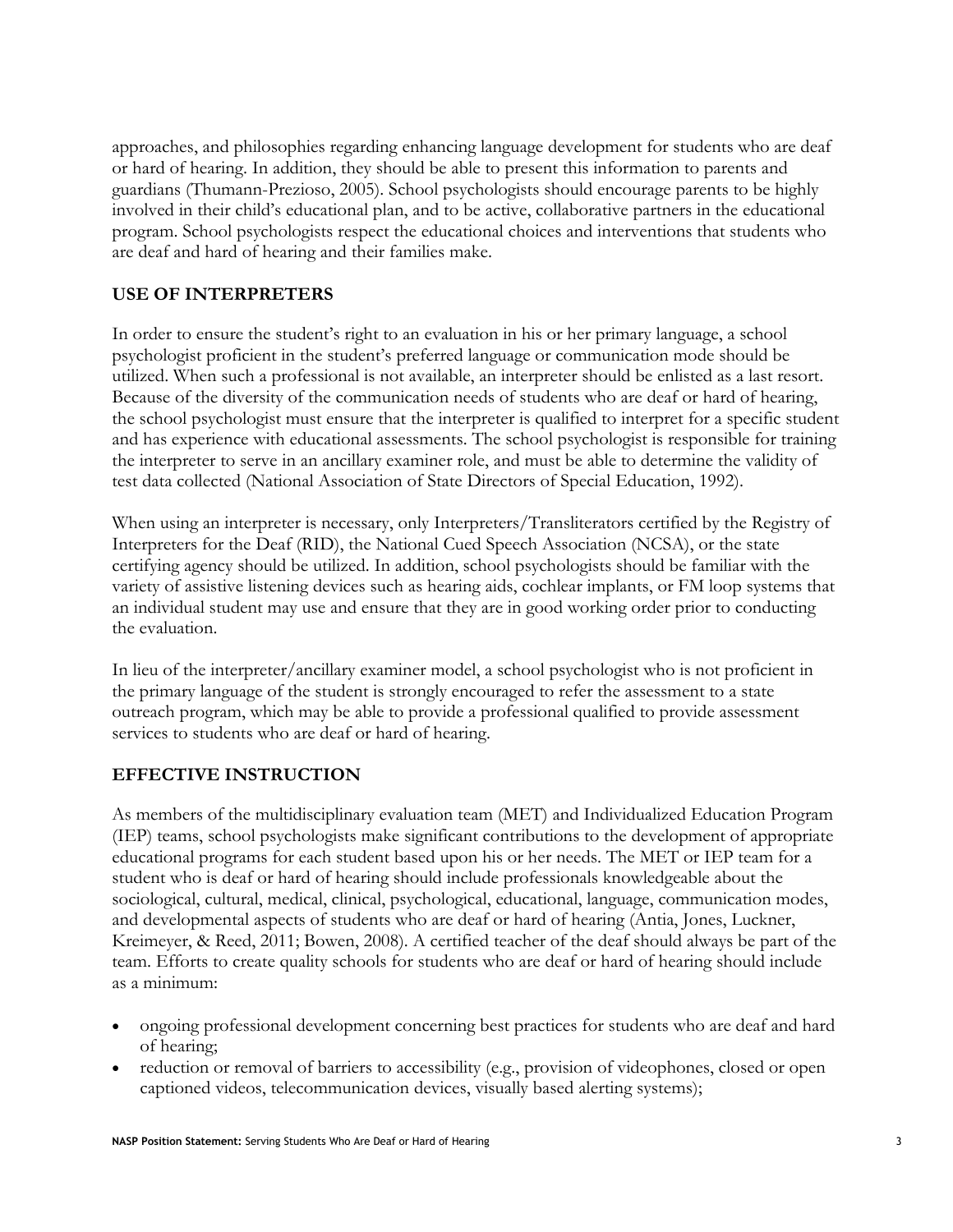approaches, and philosophies regarding enhancing language development for students who are deaf or hard of hearing. In addition, they should be able to present this information to parents and guardians (Thumann-Prezioso, 2005). School psychologists should encourage parents to be highly involved in their child's educational plan, and to be active, collaborative partners in the educational program. School psychologists respect the educational choices and interventions that students who are deaf and hard of hearing and their families make.

## USE OF INTERPRETERS

In order to ensure the student's right to an evaluation in his or her primary language, a school psychologist proficient in the student's preferred language or communication mode should be utilized. When such a professional is not available, an interpreter should be enlisted as a last resort. Because of the diversity of the communication needs of students who are deaf or hard of hearing, the school psychologist must ensure that the interpreter is qualified to interpret for a specific student and has experience with educational assessments. The school psychologist is responsible for training the interpreter to serve in an ancillary examiner role, and must be able to determine the validity of test data collected (National Association of State Directors of Special Education, 1992).

When using an interpreter is necessary, only Interpreters/Transliterators certified by the Registry of Interpreters for the Deaf (RID), the National Cued Speech Association (NCSA), or the state certifying agency should be utilized. In addition, school psychologists should be familiar with the variety of assistive listening devices such as hearing aids, cochlear implants, or FM loop systems that an individual student may use and ensure that they are in good working order prior to conducting the evaluation.

In lieu of the interpreter/ancillary examiner model, a school psychologist who is not proficient in the primary language of the student is strongly encouraged to refer the assessment to a state outreach program, which may be able to provide a professional qualified to provide assessment services to students who are deaf or hard of hearing.

## EFFECTIVE INSTRUCTION

As members of the multidisciplinary evaluation team (MET) and Individualized Education Program (IEP) teams, school psychologists make significant contributions to the development of appropriate educational programs for each student based upon his or her needs. The MET or IEP team for a student who is deaf or hard of hearing should include professionals knowledgeable about the sociological, cultural, medical, clinical, psychological, educational, language, communication modes, and developmental aspects of students who are deaf or hard of hearing (Antia, Jones, Luckner, Kreimeyer, & Reed, 2011; Bowen, 2008). A certified teacher of the deaf should always be part of the team. Efforts to create quality schools for students who are deaf or hard of hearing should include as a minimum:

- ongoing professional development concerning best practices for students who are deaf and hard of hearing;
- reduction or removal of barriers to accessibility (e.g., provision of videophones, closed or open captioned videos, telecommunication devices, visually based alerting systems);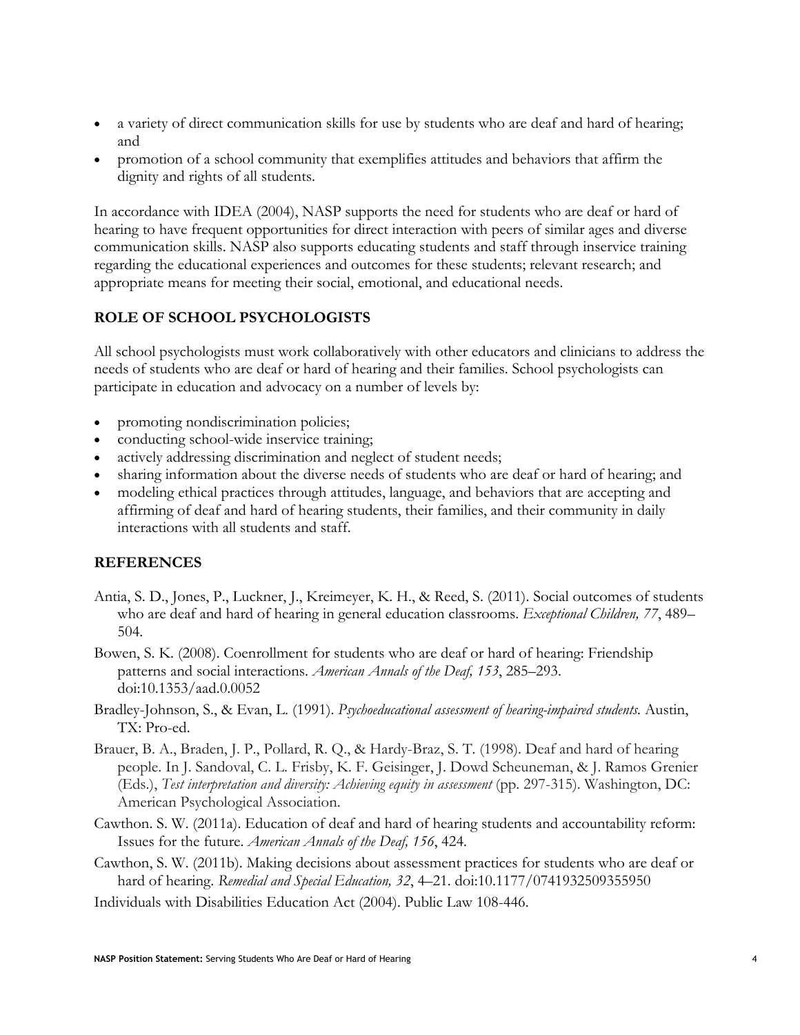- a variety of direct communication skills for use by students who are deaf and hard of hearing; and
- promotion of a school community that exemplifies attitudes and behaviors that affirm the dignity and rights of all students.

In accordance with IDEA (2004), NASP supports the need for students who are deaf or hard of hearing to have frequent opportunities for direct interaction with peers of similar ages and diverse communication skills. NASP also supports educating students and staff through inservice training regarding the educational experiences and outcomes for these students; relevant research; and appropriate means for meeting their social, emotional, and educational needs.

## ROLE OF SCHOOL PSYCHOLOGISTS

All school psychologists must work collaboratively with other educators and clinicians to address the needs of students who are deaf or hard of hearing and their families. School psychologists can participate in education and advocacy on a number of levels by:

- promoting nondiscrimination policies;
- conducting school-wide inservice training;
- actively addressing discrimination and neglect of student needs;
- sharing information about the diverse needs of students who are deaf or hard of hearing; and
- modeling ethical practices through attitudes, language, and behaviors that are accepting and affirming of deaf and hard of hearing students, their families, and their community in daily interactions with all students and staff.

## REFERENCES

Antia, S. D., Jones, P., Luckner, J., Kreimeyer, K. H., & Reed, S. (2011). Social outcomes of students who are deaf and hard of hearing in general education classrooms. *Exceptional Children, 77*, 489–504.

Bowen, S. K. (2008). Coenrollment for students who are deaf or hard of hearing: Friendship patterns and social interactions. *American Annals of the Deaf, 153*, 285–293. doi:10.1353/aad.0.0052

Bradley-Johnson, S., & Evan, L. (1991). *Psychoeducational assessment of hearing-impaired students.* Austin, TX: Pro-ed.

Brauer, B. A., Braden, J. P., Pollard, R. Q., & Hardy-Braz, S. T. (1998). Deaf and hard of hearing people. In J. Sandoval, C. L. Frisby, K. F. Geisinger, J. Dowd Scheuneman, & J. Ramos Grenier (Eds.), *Test interpretation and diversity: Achieving equity in assessment* (pp. 297-315). Washington, DC: American Psychological Association.

Cawthon. S. W. (2011a). Education of deaf and hard of hearing students and accountability reform: Issues for the future. *American Annals of the Deaf, 156*, 424.

Cawthon, S. W. (2011b). Making decisions about assessment practices for students who are deaf or hard of hearing. *Remedial and Special Education, 32*, 4–21. doi:10.1177/0741932509355950

Individuals with Disabilities Education Act (2004). Public Law 108-446.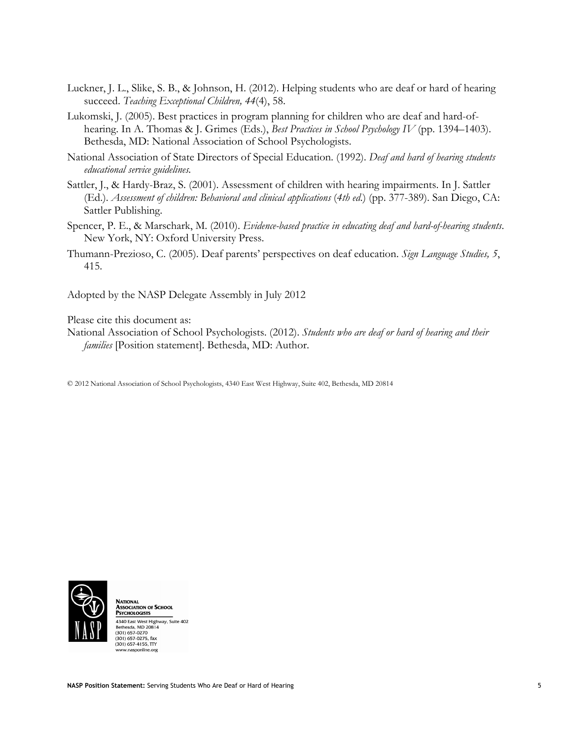Luckner, J. L., Slike, S. B., & Johnson, H. (2012). Helping students who are deaf or hard of hearing succeed. *Teaching Exceptional Children, 44*(4), 58.

Lukomski, J. (2005). Best practices in program planning for children who are deaf and hard-of-hearing. In A. Thomas & J. Grimes (Eds.), *Best Practices in School Psychology IV* (pp. 1394–1403). Bethesda, MD: National Association of School Psychologists.

National Association of State Directors of Special Education. (1992). *Deaf and hard of hearing students educational service guidelines.*

Sattler, J., & Hardy-Braz, S. (2001). Assessment of children with hearing impairments. In J. Sattler (Ed.). *Assessment of children: Behavioral and clinical applications* (*4th ed.*) (pp. 377-389). San Diego, CA: Sattler Publishing.

Spencer, P. E., & Marschark, M. (2010). *Evidence-based practice in educating deaf and hard-of-hearing students*. New York, NY: Oxford University Press.

Thumann-Prezioso, C. (2005). Deaf parents' perspectives on deaf education. *Sign Language Studies, 5*, 415.

Adopted by the NASP Delegate Assembly in July 2012

Please cite this document as:

National Association of School Psychologists. (2012). *Students who are deaf or hard of hearing and their families* [Position statement]. Bethesda, MD: Author.

© 2012 National Association of School Psychologists, 4340 East West Highway, Suite 402, Bethesda, MD 20814

NATIONAL ASSOCIATION OF SCHOOL PSYCHOLOGISTS
4340 East West Highway, Suite 402
Bethesda, MD 20814
(301) 657-0270
(301) 657-0275, fax
(301) 657-4155, TTY
www.nasponline.org